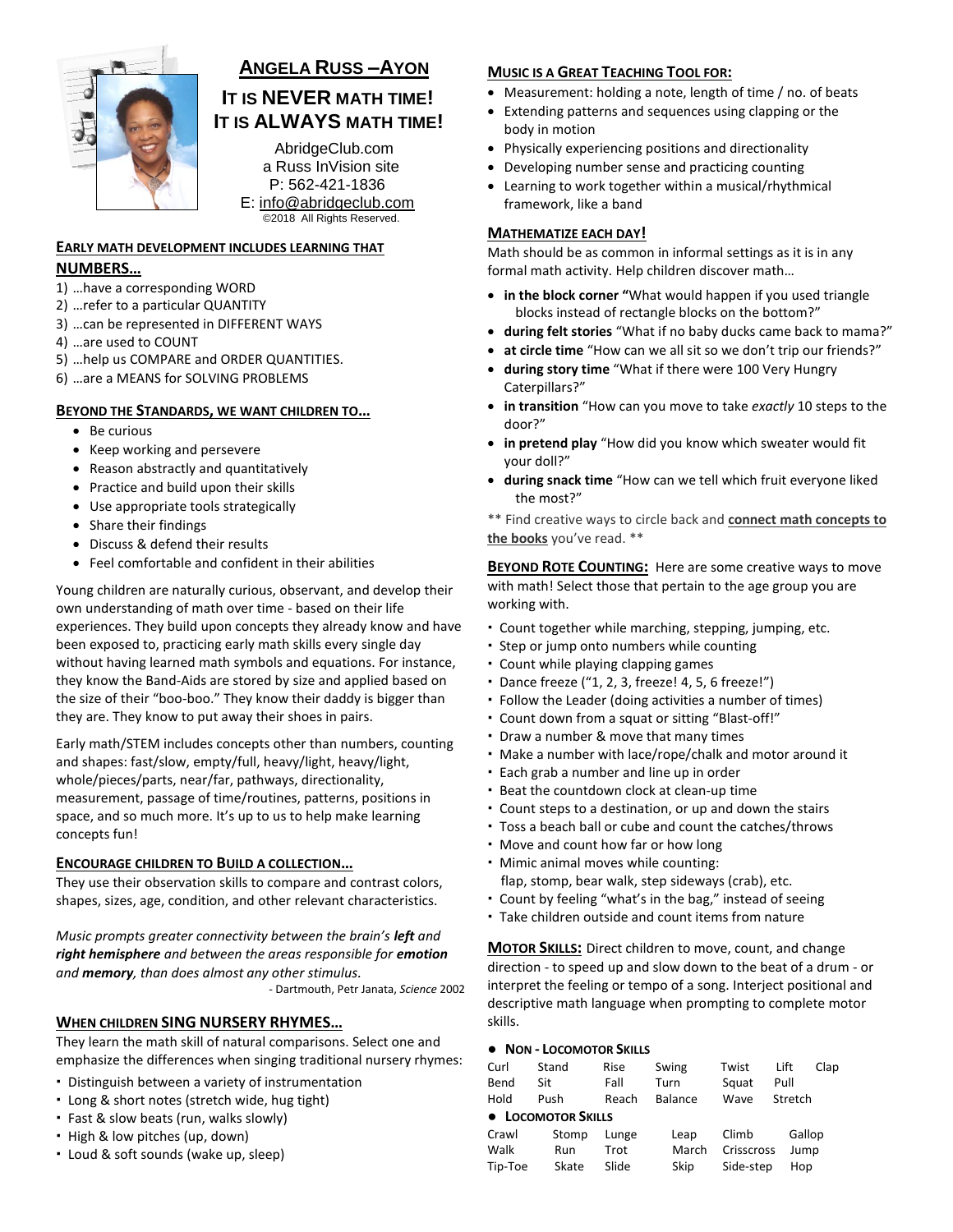# Angela Russ –Ayon

## It is NEVER math time! It is ALWAYS math time!

AbridgeClub.com
a Russ InVision site
P: 562-421-1836
E: info@abridgeclub.com
©2018 All Rights Reserved.

### Early math development includes learning that NUMBERS…

1) …have a corresponding WORD
2) …refer to a particular QUANTITY
3) …can be represented in DIFFERENT WAYS
4) …are used to COUNT
5) …help us COMPARE and ORDER QUANTITIES.
6) …are a MEANS for SOLVING PROBLEMS

### Beyond the Standards, we want children to…

- Be curious
- Keep working and persevere
- Reason abstractly and quantitatively
- Practice and build upon their skills
- Use appropriate tools strategically
- Share their findings
- Discuss & defend their results
- Feel comfortable and confident in their abilities

Young children are naturally curious, observant, and develop their own understanding of math over time - based on their life experiences. They build upon concepts they already know and have been exposed to, practicing early math skills every single day without having learned math symbols and equations. For instance, they know the Band-Aids are stored by size and applied based on the size of their "boo-boo." They know their daddy is bigger than they are. They know to put away their shoes in pairs.

Early math/STEM includes concepts other than numbers, counting and shapes: fast/slow, empty/full, heavy/light, heavy/light, whole/pieces/parts, near/far, pathways, directionality, measurement, passage of time/routines, patterns, positions in space, and so much more. It's up to us to help make learning concepts fun!

### Encourage children to Build a collection…

They use their observation skills to compare and contrast colors, shapes, sizes, age, condition, and other relevant characteristics.

*Music prompts greater connectivity between the brain's **left** and **right hemisphere** and between the areas responsible for **emotion** and **memory**, than does almost any other stimulus.*

- Dartmouth, Petr Janata, *Science* 2002

### When children SING NURSERY RHYMES…

They learn the math skill of natural comparisons. Select one and emphasize the differences when singing traditional nursery rhymes:

- Distinguish between a variety of instrumentation
- Long & short notes (stretch wide, hug tight)
- Fast & slow beats (run, walks slowly)
- High & low pitches (up, down)
- Loud & soft sounds (wake up, sleep)

### Music is a Great Teaching Tool for:

- Measurement: holding a note, length of time / no. of beats
- Extending patterns and sequences using clapping or the body in motion
- Physically experiencing positions and directionality
- Developing number sense and practicing counting
- Learning to work together within a musical/rhythmical framework, like a band

### Mathematize each day!

Math should be as common in informal settings as it is in any formal math activity. Help children discover math…

- **in the block corner "**What would happen if you used triangle blocks instead of rectangle blocks on the bottom?"
- **during felt stories** "What if no baby ducks came back to mama?"
- **at circle time** "How can we all sit so we don't trip our friends?"
- **during story time** "What if there were 100 Very Hungry Caterpillars?"
- **in transition** "How can you move to take *exactly* 10 steps to the door?"
- **in pretend play** "How did you know which sweater would fit your doll?"
- **during snack time** "How can we tell which fruit everyone liked the most?"

** Find creative ways to circle back and **connect math concepts to the books** you've read. **

**Beyond Rote Counting:** Here are some creative ways to move with math! Select those that pertain to the age group you are working with.

- Count together while marching, stepping, jumping, etc.
- Step or jump onto numbers while counting
- Count while playing clapping games
- Dance freeze ("1, 2, 3, freeze! 4, 5, 6 freeze!")
- Follow the Leader (doing activities a number of times)
- Count down from a squat or sitting "Blast-off!"
- Draw a number & move that many times
- Make a number with lace/rope/chalk and motor around it
- Each grab a number and line up in order
- Beat the countdown clock at clean-up time
- Count steps to a destination, or up and down the stairs
- Toss a beach ball or cube and count the catches/throws
- Move and count how far or how long
- Mimic animal moves while counting: flap, stomp, bear walk, step sideways (crab), etc.
- Count by feeling "what's in the bag," instead of seeing
- Take children outside and count items from nature

**Motor Skills:** Direct children to move, count, and change direction - to speed up and slow down to the beat of a drum - or interpret the feeling or tempo of a song. Interject positional and descriptive math language when prompting to complete motor skills.

- **Non - Locomotor Skills**

| | | | | | | |
|---|---|---|---|---|---|---|
| Curl | Stand | Rise | Swing | Twist | Lift | Clap |
| Bend | Sit | Fall | Turn | Squat | Pull | |
| Hold | Push | Reach | Balance | Wave | Stretch | |

- **Locomotor Skills**

| | | | | | |
|---|---|---|---|---|---|
| Crawl | Stomp | Lunge | Leap | Climb | Gallop |
| Walk | Run | Trot | March | Crisscross | Jump |
| Tip-Toe | Skate | Slide | Skip | Side-step | Hop |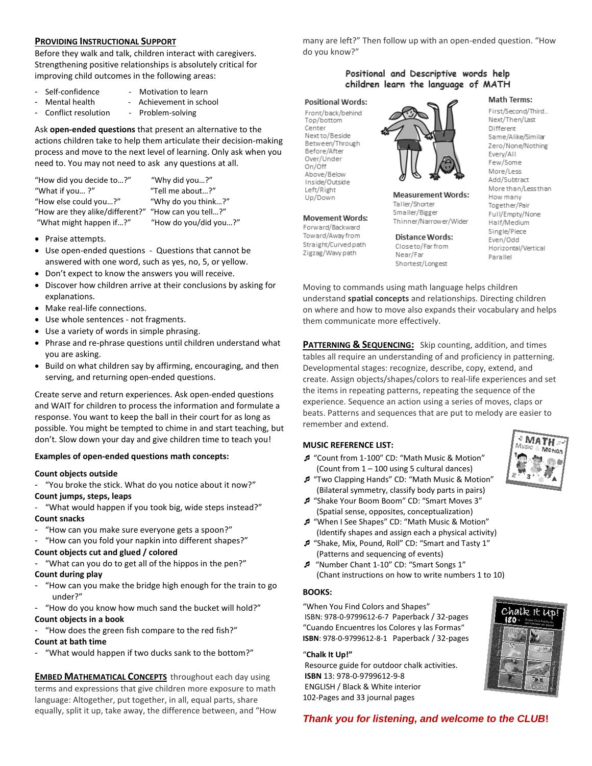## PROVIDING INSTRUCTIONAL SUPPORT

Before they walk and talk, children interact with caregivers. Strengthening positive relationships is absolutely critical for improving child outcomes in the following areas:

- Self-confidence
- Mental health
- Conflict resolution
- Motivation to learn
- Achievement in school
- Problem-solving

Ask **open-ended questions** that present an alternative to the actions children take to help them articulate their decision-making process and move to the next level of learning. Only ask when you need to. You may not need to ask any questions at all.

| | |
|---|---|
| "How did you decide to…?" | "Why did you…?" |
| "What if you… ?" | "Tell me about…?" |
| "How else could you…?" | "Why do you think…?" |
| "How are they alike/different?" | "How can you tell…?" |
| "What might happen if…?" | "How do you/did you…?" |

- Praise attempts.
- Use open-ended questions - Questions that cannot be answered with one word, such as yes, no, 5, or yellow.
- Don't expect to know the answers you will receive.
- Discover how children arrive at their conclusions by asking for explanations.
- Make real-life connections.
- Use whole sentences - not fragments.
- Use a variety of words in simple phrasing.
- Phrase and re-phrase questions until children understand what you are asking.
- Build on what children say by affirming, encouraging, and then serving, and returning open-ended questions.

Create serve and return experiences. Ask open-ended questions and WAIT for children to process the information and formulate a response. You want to keep the ball in their court for as long as possible. You might be tempted to chime in and start teaching, but don't. Slow down your day and give children time to teach you!

**Examples of open-ended questions math concepts:**

**Count objects outside**
- "You broke the stick. What do you notice about it now?"

**Count jumps, steps, leaps**
- "What would happen if you took big, wide steps instead?"

**Count snacks**
- "How can you make sure everyone gets a spoon?"
- "How can you fold your napkin into different shapes?"

**Count objects cut and glued / colored**
- "What can you do to get all of the hippos in the pen?"

**Count during play**
- "How can you make the bridge high enough for the train to go under?"
- "How do you know how much sand the bucket will hold?"

**Count objects in a book**
- "How does the green fish compare to the red fish?"

**Count at bath time**
- "What would happen if two ducks sank to the bottom?"

**EMBED MATHEMATICAL CONCEPTS** throughout each day using terms and expressions that give children more exposure to math language: Altogether, put together, in all, equal parts, share equally, split it up, take away, the difference between, and "How many are left?" Then follow up with an open-ended question. "How do you know?"

### Positional and Descriptive words help children learn the language of MATH

**Positional Words:**
Front/back/behind
Top/bottom
Center
Next to/Beside
Between/Through
Before/After
Over/Under
On/Off
Above/Below
Inside/Outside
Left/Right
Up/Down

**Movement Words:**
Forward/Backward
Toward/Away from
Straight/Curved path
Zigzag/Wavy path

**Measurement Words:**
Taller/Shorter
Smaller/Bigger
Thinner/Narrower/Wider

**Distance Words:**
Close to/Far from
Near/Far
Shortest/Longest

**Math Terms:**
First/Second/Third..
Next/Then/Last
Different
Same/Alike/Similar
Zero/None/Nothing
Every/All
Few/Some
More/Less
Add/Subtract
More than/Less than
How many
Together/Pair
Full/Empty/None
Half/Medium
Single/Piece
Even/Odd
Horizontal/Vertical
Parallel

Moving to commands using math language helps children understand **spatial concepts** and relationships. Directing children on where and how to move also expands their vocabulary and helps them communicate more effectively.

**PATTERNING & SEQUENCING:** Skip counting, addition, and times tables all require an understanding of and proficiency in patterning. Developmental stages: recognize, describe, copy, extend, and create. Assign objects/shapes/colors to real-life experiences and set the items in repeating patterns, repeating the sequence of the experience. Sequence an action using a series of moves, claps or beats. Patterns and sequences that are put to melody are easier to remember and extend.

**MUSIC REFERENCE LIST:**

- ♬ "Count from 1-100" CD: "Math Music & Motion" (Count from 1 – 100 using 5 cultural dances)
- ♬ "Two Clapping Hands" CD: "Math Music & Motion" (Bilateral symmetry, classify body parts in pairs)
- ♬ "Shake Your Boom Boom" CD: "Smart Moves 3" (Spatial sense, opposites, conceptualization)
- ♬ "When I See Shapes" CD: "Math Music & Motion" (Identify shapes and assign each a physical activity)
- ♬ "Shake, Mix, Pound, Roll" CD: "Smart and Tasty 1" (Patterns and sequencing of events)
- ♬ "Number Chant 1-10" CD: "Smart Songs 1" (Chant instructions on how to write numbers 1 to 10)

**BOOKS:**

"When You Find Colors and Shapes"
ISBN: 978-0-9799612-6-7 Paperback / 32-pages
"Cuando Encuentres los Colores y las Formas"
**ISBN**: 978-0-9799612-8-1 Paperback / 32-pages

"**Chalk It Up!"**
Resource guide for outdoor chalk activities.
**ISBN** 13: 978-0-9799612-9-8
ENGLISH / Black & White interior
102-Pages and 33 journal pages

***Thank you for listening, and welcome to the CLUB!***